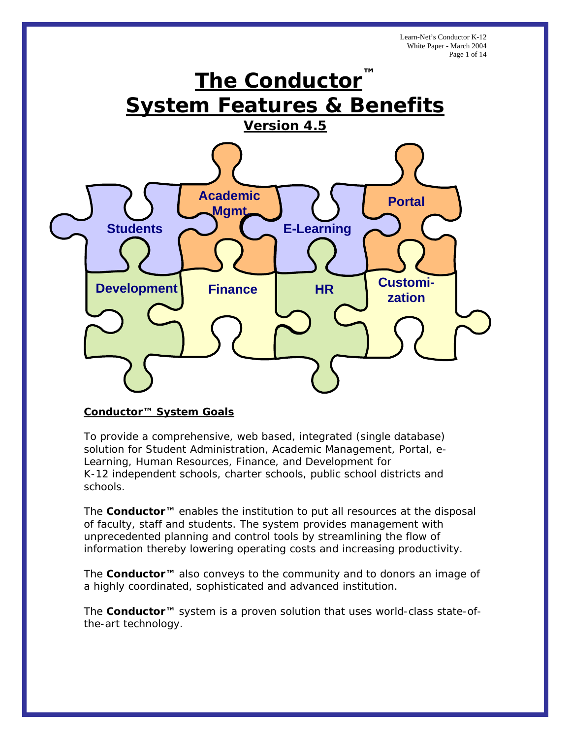# The Conductor™ System Features & Benefits

## Version 4.5

Students | Academic Mgmt. | E-Learning | Portal | Development | Finance | HR | Customization

**Conductor™ System Goals**

To provide a comprehensive, web based, integrated (single database) solution for Student Administration, Academic Management, Portal, e-Learning, Human Resources, Finance, and Development for K-12 independent schools, charter schools, public school districts and schools.

The **Conductor™** enables the institution to put all resources at the disposal of faculty, staff and students. The system provides management with unprecedented planning and control tools by streamlining the flow of information thereby lowering operating costs and increasing productivity.

The **Conductor™** also conveys to the community and to donors an image of a highly coordinated, sophisticated and advanced institution.

The **Conductor™** system is a proven solution that uses world-class state-of-the-art technology.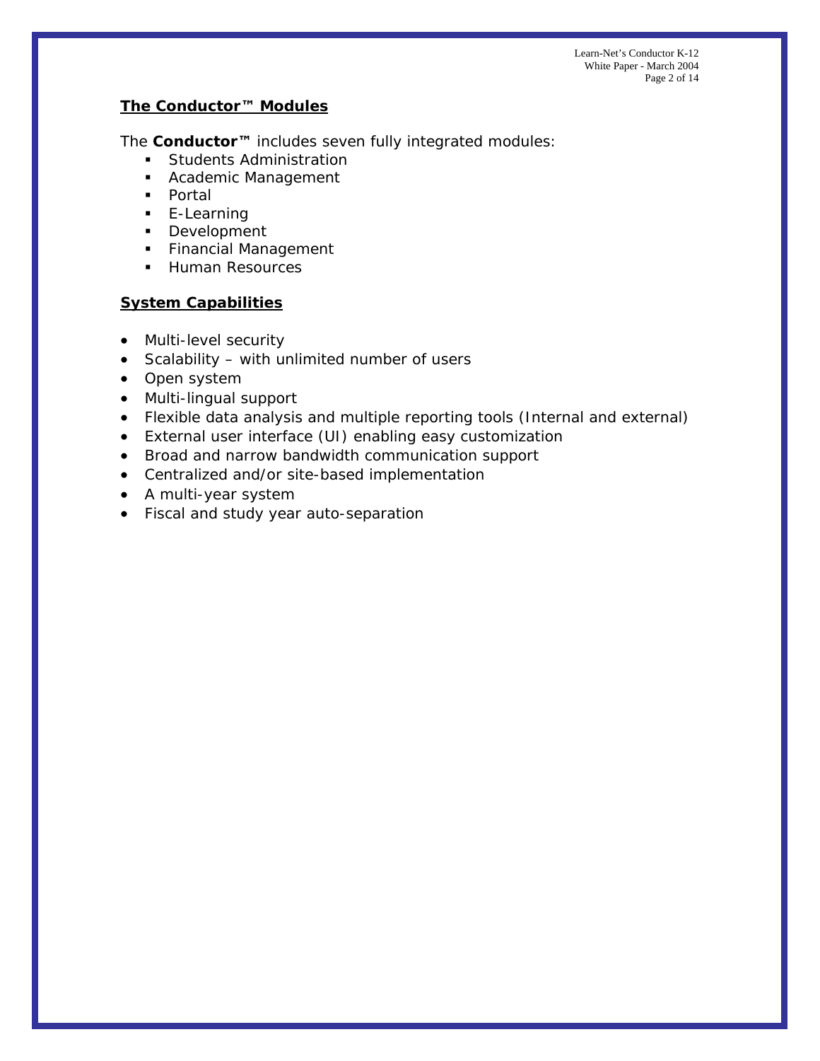## The Conductor™ Modules

The **Conductor™** includes seven fully integrated modules:

- Students Administration
- Academic Management
- Portal
- E-Learning
- Development
- Financial Management
- Human Resources

## System Capabilities

- Multi-level security
- Scalability – with unlimited number of users
- Open system
- Multi-lingual support
- Flexible data analysis and multiple reporting tools (Internal and external)
- External user interface (UI) enabling easy customization
- Broad and narrow bandwidth communication support
- Centralized and/or site-based implementation
- A multi-year system
- Fiscal and study year auto-separation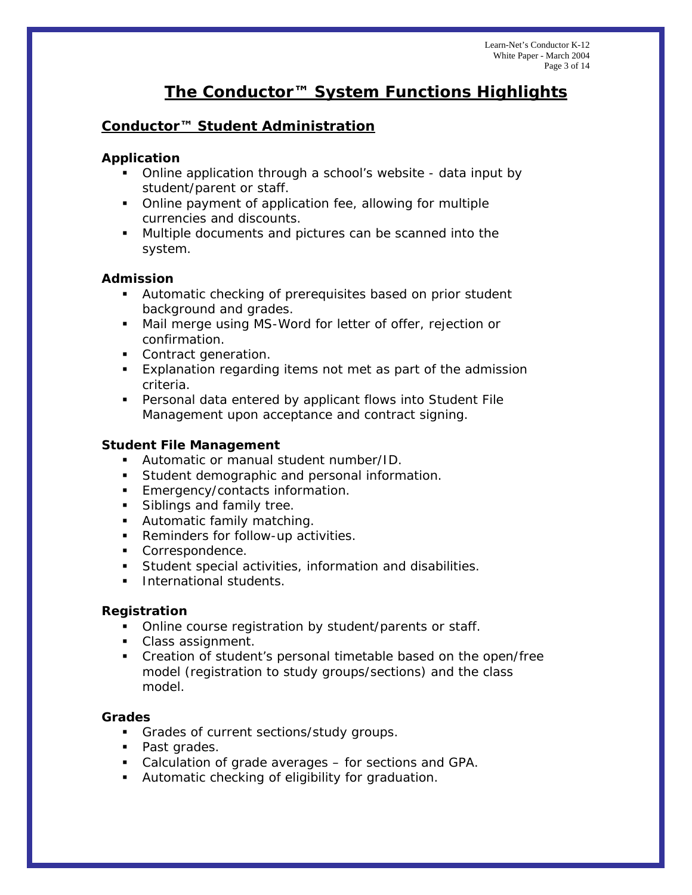# The Conductor™ System Functions Highlights

## Conductor™ Student Administration

### Application

- Online application through a school's website - data input by student/parent or staff.
- Online payment of application fee, allowing for multiple currencies and discounts.
- Multiple documents and pictures can be scanned into the system.

### Admission

- Automatic checking of prerequisites based on prior student background and grades.
- Mail merge using MS-Word for letter of offer, rejection or confirmation.
- Contract generation.
- Explanation regarding items not met as part of the admission criteria.
- Personal data entered by applicant flows into Student File Management upon acceptance and contract signing.

### Student File Management

- Automatic or manual student number/ID.
- Student demographic and personal information.
- Emergency/contacts information.
- Siblings and family tree.
- Automatic family matching.
- Reminders for follow-up activities.
- Correspondence.
- Student special activities, information and disabilities.
- International students.

### Registration

- Online course registration by student/parents or staff.
- Class assignment.
- Creation of student's personal timetable based on the open/free model (registration to study groups/sections) and the class model.

### Grades

- Grades of current sections/study groups.
- Past grades.
- Calculation of grade averages – for sections and GPA.
- Automatic checking of eligibility for graduation.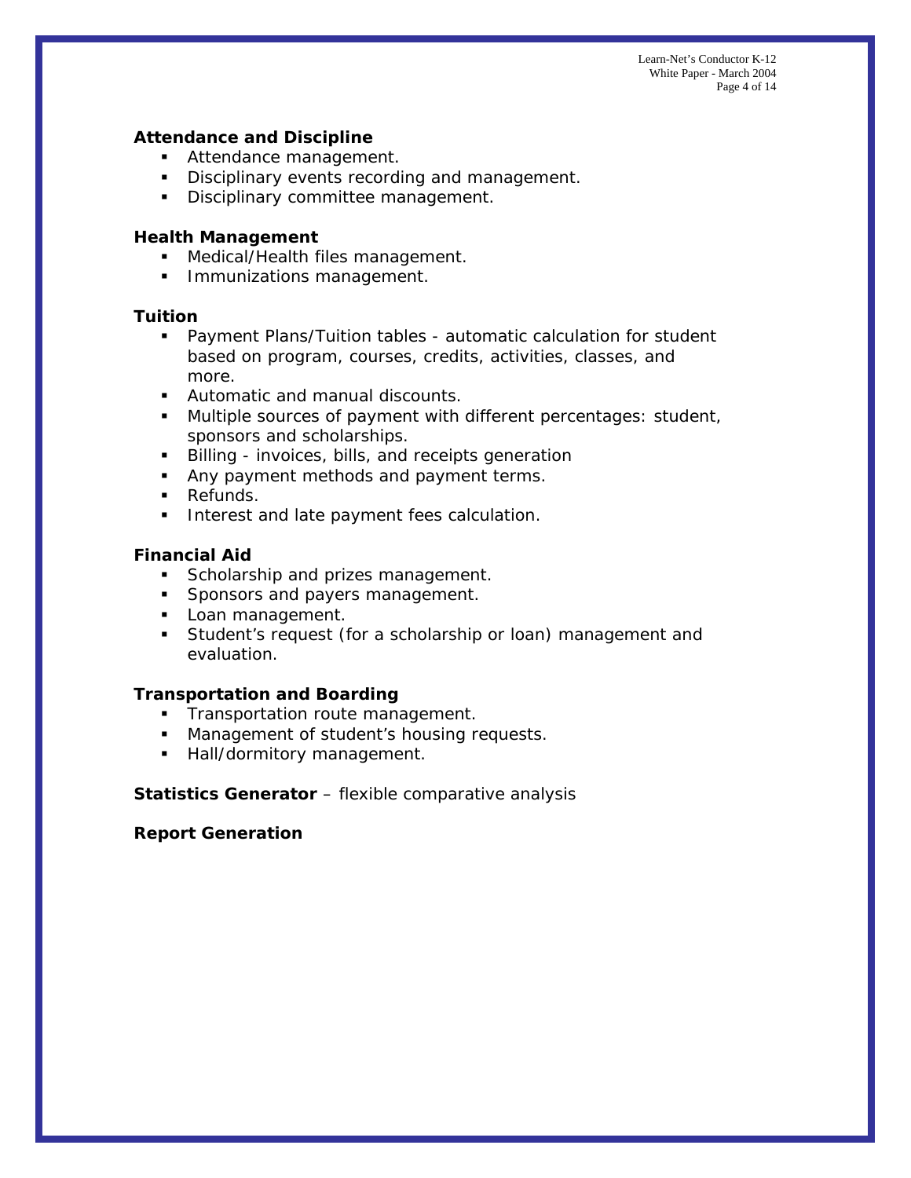**Attendance and Discipline**

- Attendance management.
- Disciplinary events recording and management.
- Disciplinary committee management.

**Health Management**

- Medical/Health files management.
- Immunizations management.

**Tuition**

- Payment Plans/Tuition tables - automatic calculation for student based on program, courses, credits, activities, classes, and more.
- Automatic and manual discounts.
- Multiple sources of payment with different percentages: student, sponsors and scholarships.
- Billing - invoices, bills, and receipts generation
- Any payment methods and payment terms.
- Refunds.
- Interest and late payment fees calculation.

**Financial Aid**

- Scholarship and prizes management.
- Sponsors and payers management.
- Loan management.
- Student's request (for a scholarship or loan) management and evaluation.

**Transportation and Boarding**

- Transportation route management.
- Management of student's housing requests.
- Hall/dormitory management.

**Statistics Generator** – flexible comparative analysis

**Report Generation**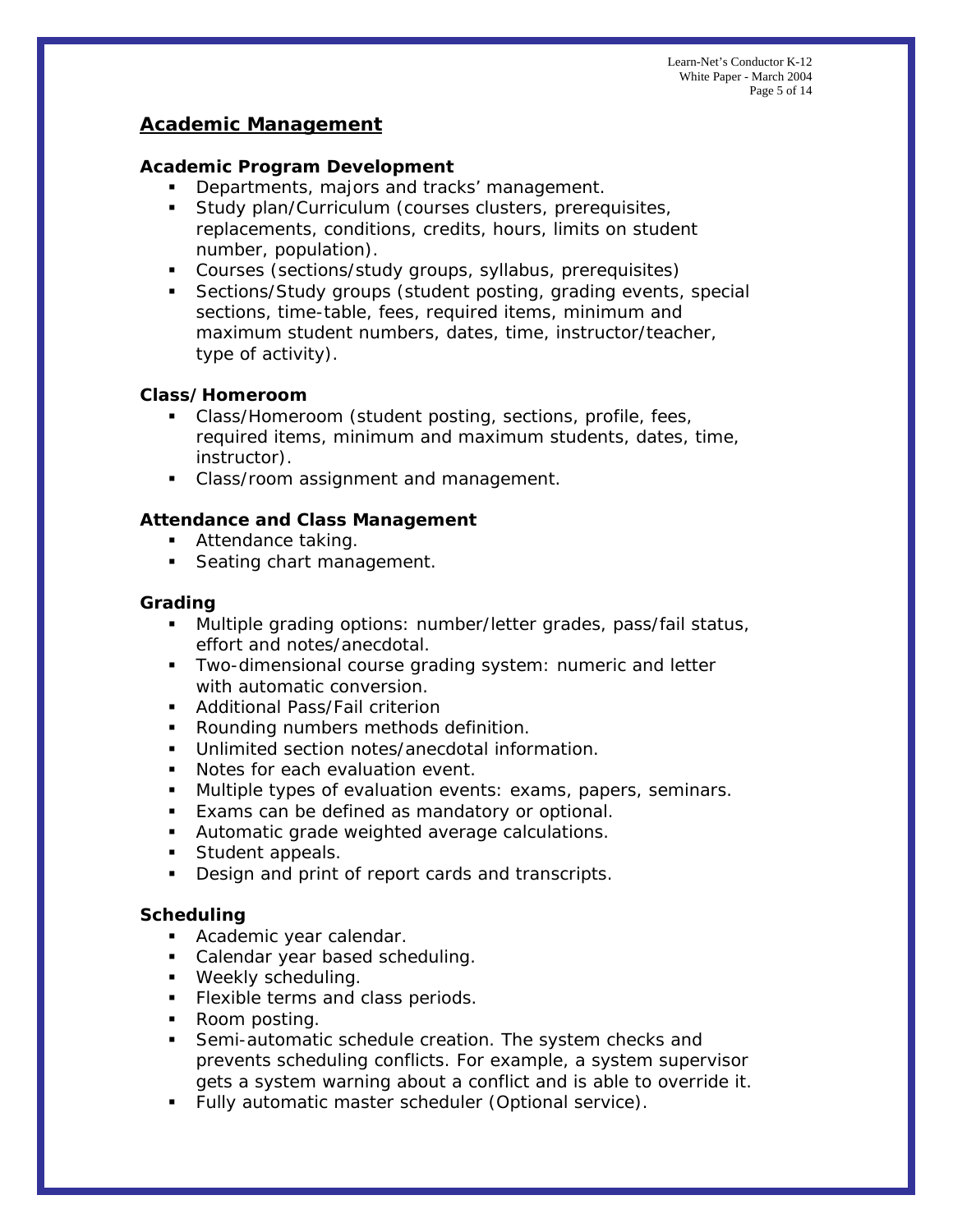## Academic Management

### Academic Program Development

- Departments, majors and tracks' management.
- Study plan/Curriculum (courses clusters, prerequisites, replacements, conditions, credits, hours, limits on student number, population).
- Courses (sections/study groups, syllabus, prerequisites)
- Sections/Study groups (student posting, grading events, special sections, time-table, fees, required items, minimum and maximum student numbers, dates, time, instructor/teacher, type of activity).

### Class/Homeroom

- Class/Homeroom (student posting, sections, profile, fees, required items, minimum and maximum students, dates, time, instructor).
- Class/room assignment and management.

### Attendance and Class Management

- Attendance taking.
- Seating chart management.

### Grading

- Multiple grading options: number/letter grades, pass/fail status, effort and notes/anecdotal.
- Two-dimensional course grading system: numeric and letter with automatic conversion.
- Additional Pass/Fail criterion
- Rounding numbers methods definition.
- Unlimited section notes/anecdotal information.
- Notes for each evaluation event.
- Multiple types of evaluation events: exams, papers, seminars.
- Exams can be defined as mandatory or optional.
- Automatic grade weighted average calculations.
- Student appeals.
- Design and print of report cards and transcripts.

### Scheduling

- Academic year calendar.
- Calendar year based scheduling.
- Weekly scheduling.
- Flexible terms and class periods.
- Room posting.
- Semi-automatic schedule creation. The system checks and prevents scheduling conflicts. For example, a system supervisor gets a system warning about a conflict and is able to override it.
- Fully automatic master scheduler (Optional service).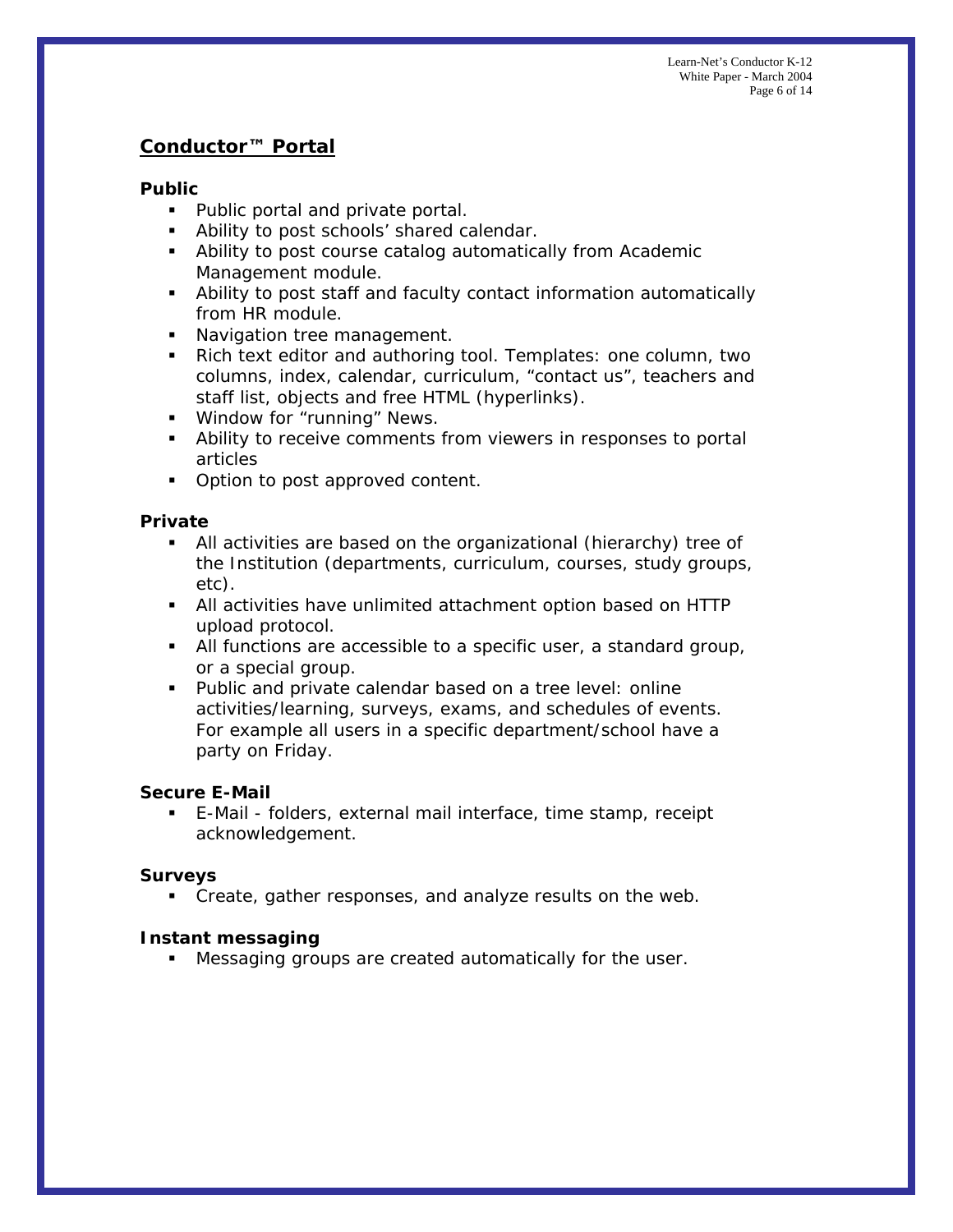## Conductor™ Portal

### Public

- Public portal and private portal.
- Ability to post schools' shared calendar.
- Ability to post course catalog automatically from Academic Management module.
- Ability to post staff and faculty contact information automatically from HR module.
- Navigation tree management.
- Rich text editor and authoring tool. Templates: one column, two columns, index, calendar, curriculum, "contact us", teachers and staff list, objects and free HTML (hyperlinks).
- Window for "running" News.
- Ability to receive comments from viewers in responses to portal articles
- Option to post approved content.

### Private

- All activities are based on the organizational (hierarchy) tree of the Institution (departments, curriculum, courses, study groups, etc).
- All activities have unlimited attachment option based on HTTP upload protocol.
- All functions are accessible to a specific user, a standard group, or a special group.
- Public and private calendar based on a tree level: online activities/learning, surveys, exams, and schedules of events. For example all users in a specific department/school have a party on Friday.

### Secure E-Mail

- E-Mail - folders, external mail interface, time stamp, receipt acknowledgement.

### Surveys

- Create, gather responses, and analyze results on the web.

### Instant messaging

- Messaging groups are created automatically for the user.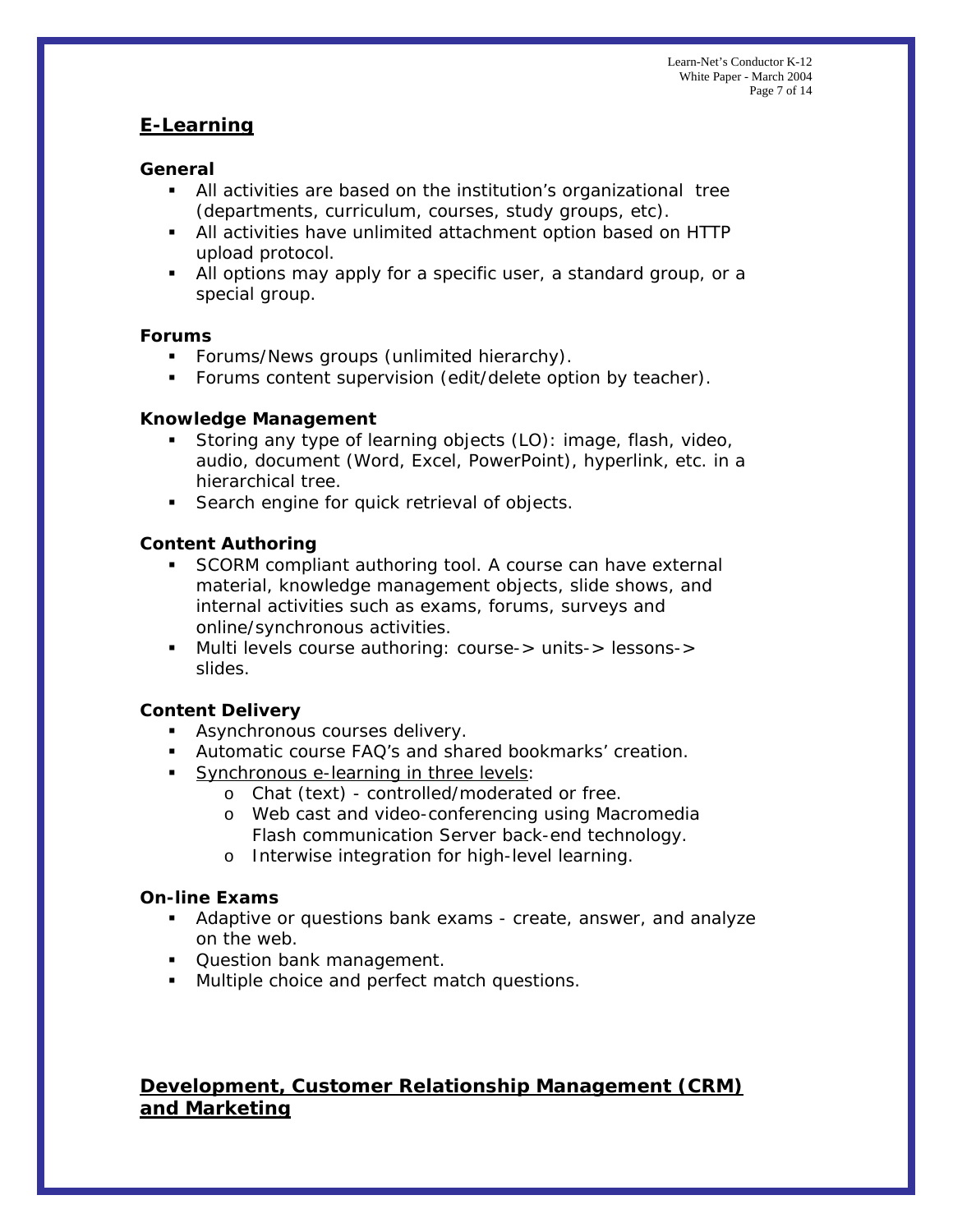## E-Learning

### General

- All activities are based on the institution's organizational tree (departments, curriculum, courses, study groups, etc).
- All activities have unlimited attachment option based on HTTP upload protocol.
- All options may apply for a specific user, a standard group, or a special group.

### Forums

- Forums/News groups (unlimited hierarchy).
- Forums content supervision (edit/delete option by teacher).

### Knowledge Management

- Storing any type of learning objects (LO): image, flash, video, audio, document (Word, Excel, PowerPoint), hyperlink, etc. in a hierarchical tree.
- Search engine for quick retrieval of objects.

### Content Authoring

- SCORM compliant authoring tool. A course can have external material, knowledge management objects, slide shows, and internal activities such as exams, forums, surveys and online/synchronous activities.
- Multi levels course authoring: course-> units-> lessons-> slides.

### Content Delivery

- Asynchronous courses delivery.
- Automatic course FAQ's and shared bookmarks' creation.
- <u>Synchronous e-learning in three levels</u>:
  - Chat (text) - controlled/moderated or free.
  - Web cast and video-conferencing using Macromedia Flash communication Server back-end technology.
  - Interwise integration for high-level learning.

### On-line Exams

- Adaptive or questions bank exams - create, answer, and analyze on the web.
- Question bank management.
- Multiple choice and perfect match questions.

## Development, Customer Relationship Management (CRM) and Marketing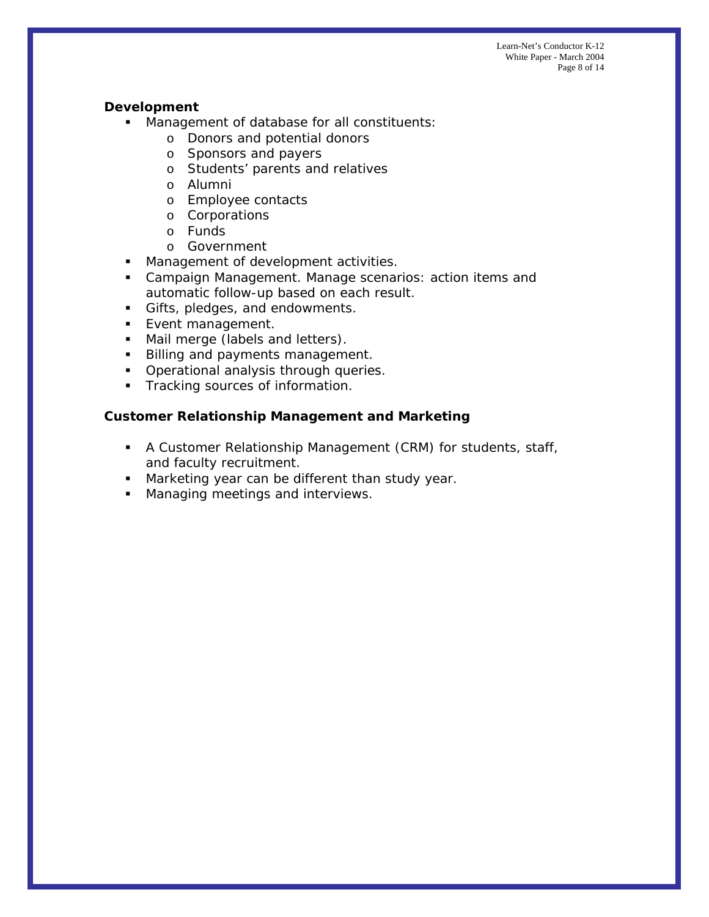**Development**

- Management of database for all constituents:
    - Donors and potential donors
    - Sponsors and payers
    - Students' parents and relatives
    - Alumni
    - Employee contacts
    - Corporations
    - Funds
    - Government
- Management of development activities.
- Campaign Management. Manage scenarios: action items and automatic follow-up based on each result.
- Gifts, pledges, and endowments.
- Event management.
- Mail merge (labels and letters).
- Billing and payments management.
- Operational analysis through queries.
- Tracking sources of information.

**Customer Relationship Management and Marketing**

- A Customer Relationship Management (CRM) for students, staff, and faculty recruitment.
- Marketing year can be different than study year.
- Managing meetings and interviews.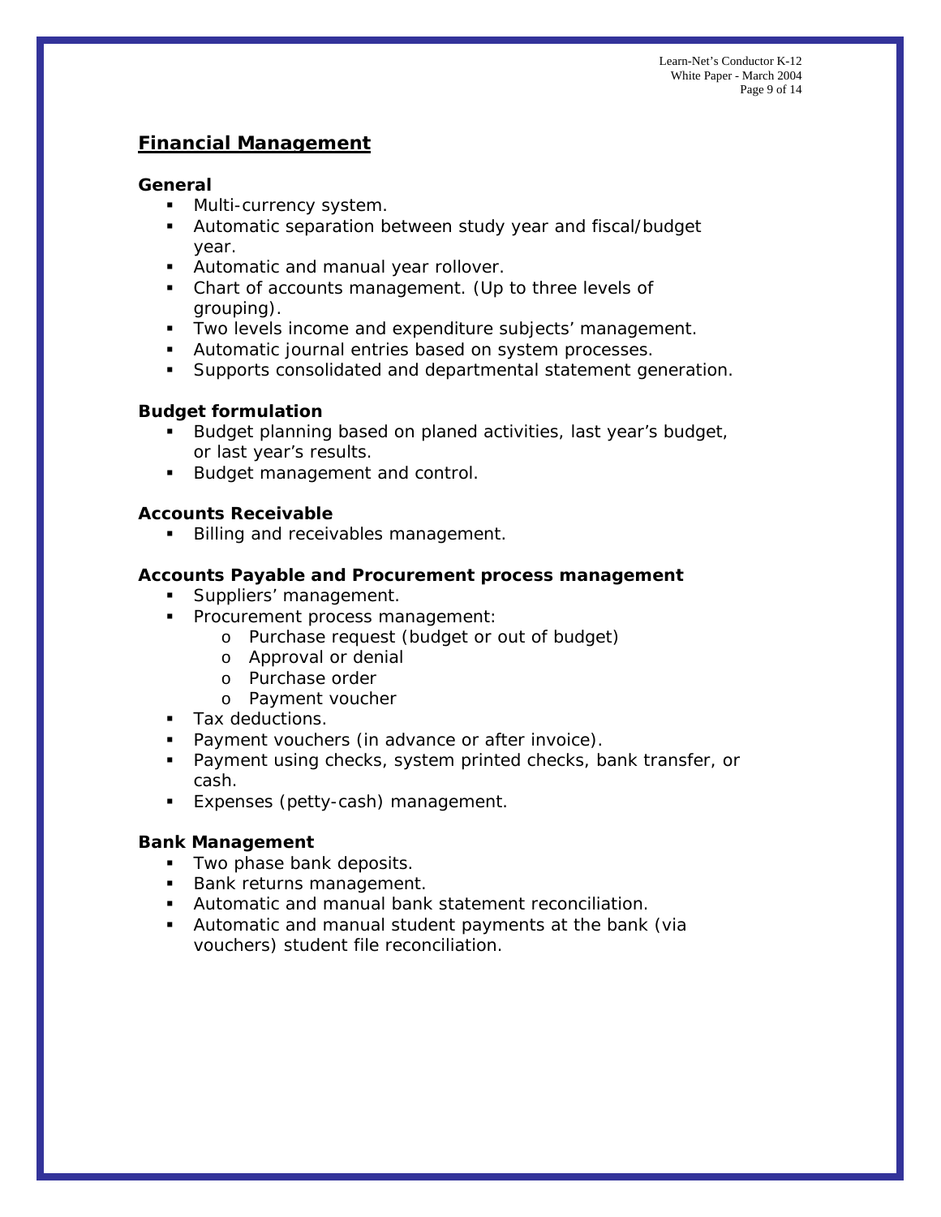## Financial Management

### General

- Multi-currency system.
- Automatic separation between study year and fiscal/budget year.
- Automatic and manual year rollover.
- Chart of accounts management. (Up to three levels of grouping).
- Two levels income and expenditure subjects' management.
- Automatic journal entries based on system processes.
- Supports consolidated and departmental statement generation.

### Budget formulation

- Budget planning based on planed activities, last year's budget, or last year's results.
- Budget management and control.

### Accounts Receivable

- Billing and receivables management.

### Accounts Payable and Procurement process management

- Suppliers' management.
- Procurement process management:
  - Purchase request (budget or out of budget)
  - Approval or denial
  - Purchase order
  - Payment voucher
- Tax deductions.
- Payment vouchers (in advance or after invoice).
- Payment using checks, system printed checks, bank transfer, or cash.
- Expenses (petty-cash) management.

### Bank Management

- Two phase bank deposits.
- Bank returns management.
- Automatic and manual bank statement reconciliation.
- Automatic and manual student payments at the bank (via vouchers) student file reconciliation.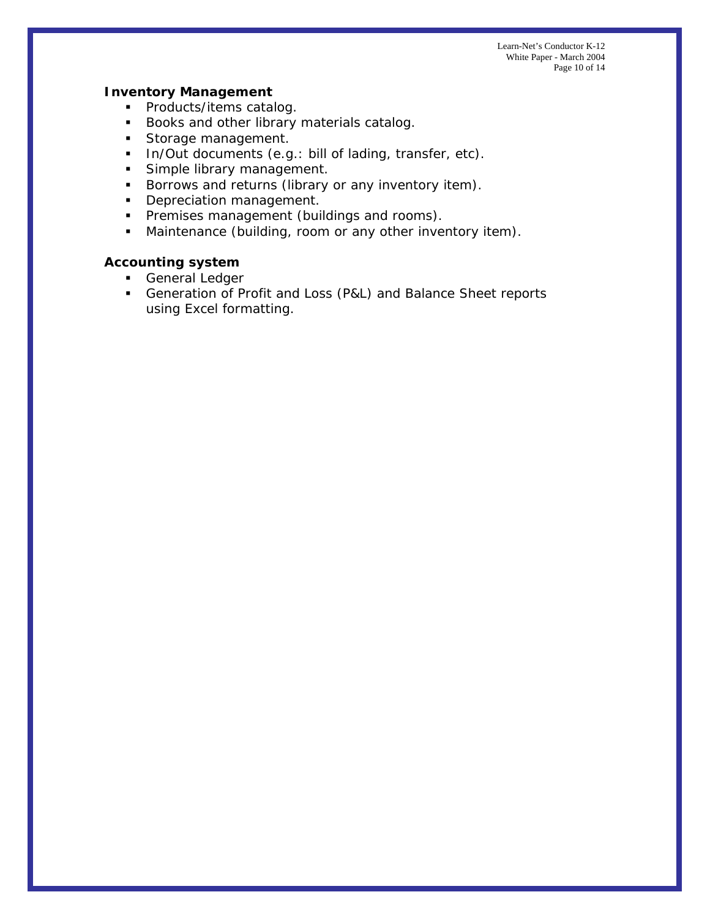### Inventory Management

- Products/items catalog.
- Books and other library materials catalog.
- Storage management.
- In/Out documents (e.g.: bill of lading, transfer, etc).
- Simple library management.
- Borrows and returns (library or any inventory item).
- Depreciation management.
- Premises management (buildings and rooms).
- Maintenance (building, room or any other inventory item).

### Accounting system

- General Ledger
- Generation of Profit and Loss (P&L) and Balance Sheet reports using Excel formatting.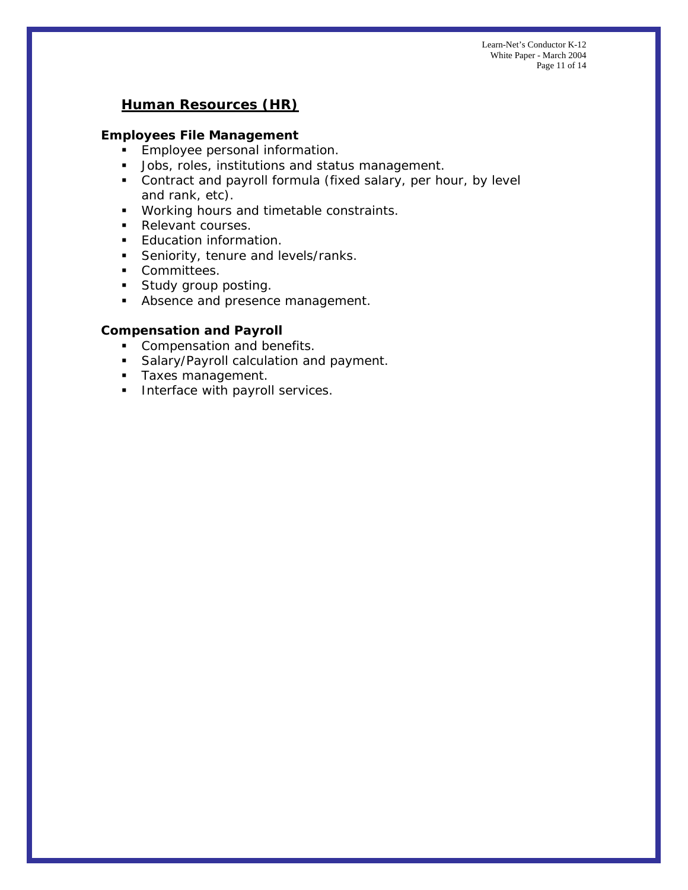## Human Resources (HR)

### Employees File Management

- Employee personal information.
- Jobs, roles, institutions and status management.
- Contract and payroll formula (fixed salary, per hour, by level and rank, etc).
- Working hours and timetable constraints.
- Relevant courses.
- Education information.
- Seniority, tenure and levels/ranks.
- Committees.
- Study group posting.
- Absence and presence management.

### Compensation and Payroll

- Compensation and benefits.
- Salary/Payroll calculation and payment.
- Taxes management.
- Interface with payroll services.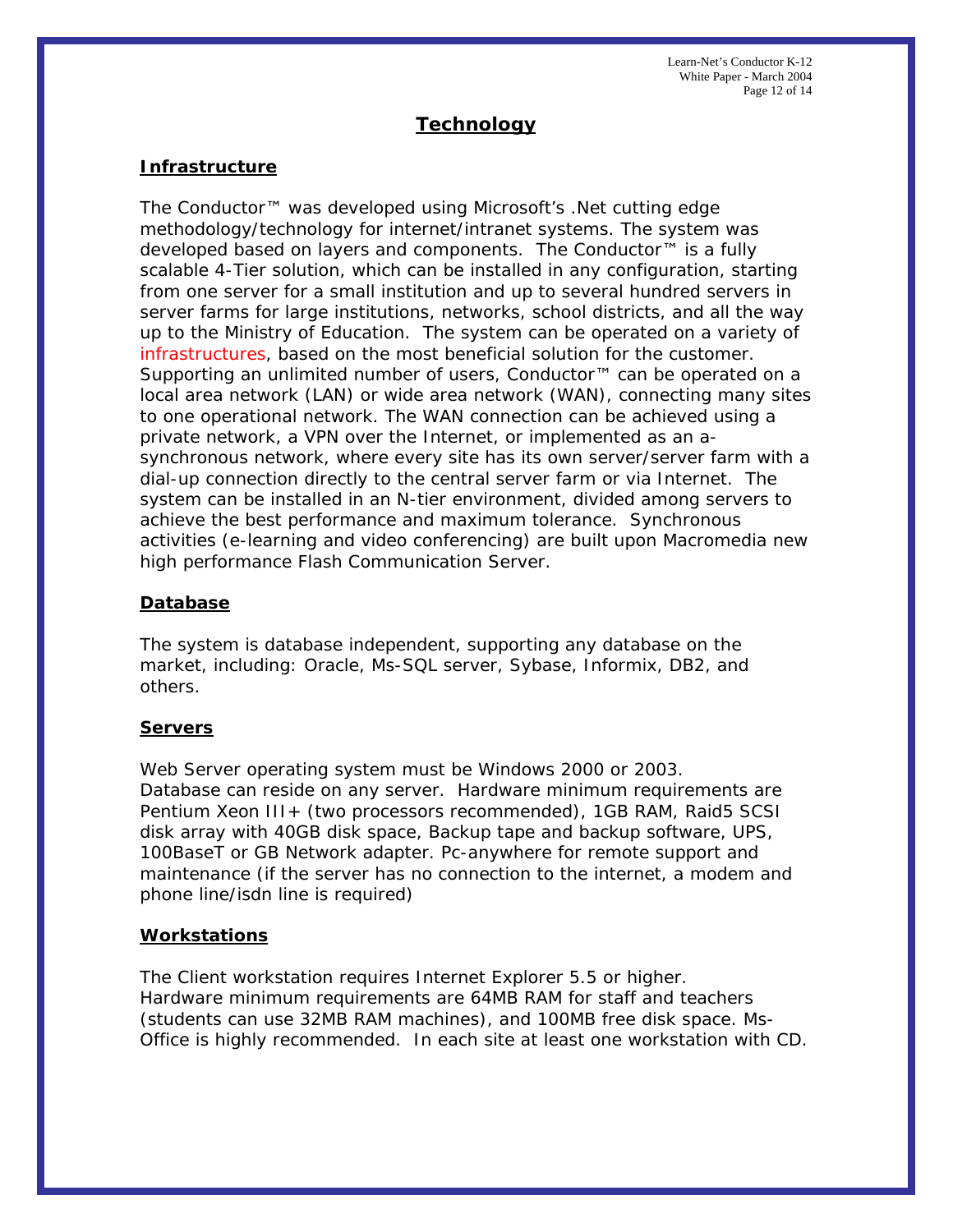# Technology

## Infrastructure

The Conductor™ was developed using Microsoft's .Net cutting edge methodology/technology for internet/intranet systems. The system was developed based on layers and components. The Conductor™ is a fully scalable 4-Tier solution, which can be installed in any configuration, starting from one server for a small institution and up to several hundred servers in server farms for large institutions, networks, school districts, and all the way up to the Ministry of Education. The system can be operated on a variety of infrastructures, based on the most beneficial solution for the customer. Supporting an unlimited number of users, Conductor™ can be operated on a local area network (LAN) or wide area network (WAN), connecting many sites to one operational network. The WAN connection can be achieved using a private network, a VPN over the Internet, or implemented as an a-synchronous network, where every site has its own server/server farm with a dial-up connection directly to the central server farm or via Internet. The system can be installed in an N-tier environment, divided among servers to achieve the best performance and maximum tolerance. Synchronous activities (e-learning and video conferencing) are built upon Macromedia new high performance Flash Communication Server.

## Database

The system is database independent, supporting any database on the market, including: Oracle, Ms-SQL server, Sybase, Informix, DB2, and others.

## Servers

Web Server operating system must be Windows 2000 or 2003.
Database can reside on any server. Hardware minimum requirements are Pentium Xeon III+ (two processors recommended), 1GB RAM, Raid5 SCSI disk array with 40GB disk space, Backup tape and backup software, UPS, 100BaseT or GB Network adapter. Pc-anywhere for remote support and maintenance (if the server has no connection to the internet, a modem and phone line/isdn line is required)

## Workstations

The Client workstation requires Internet Explorer 5.5 or higher.
Hardware minimum requirements are 64MB RAM for staff and teachers (students can use 32MB RAM machines), and 100MB free disk space. Ms-Office is highly recommended. In each site at least one workstation with CD.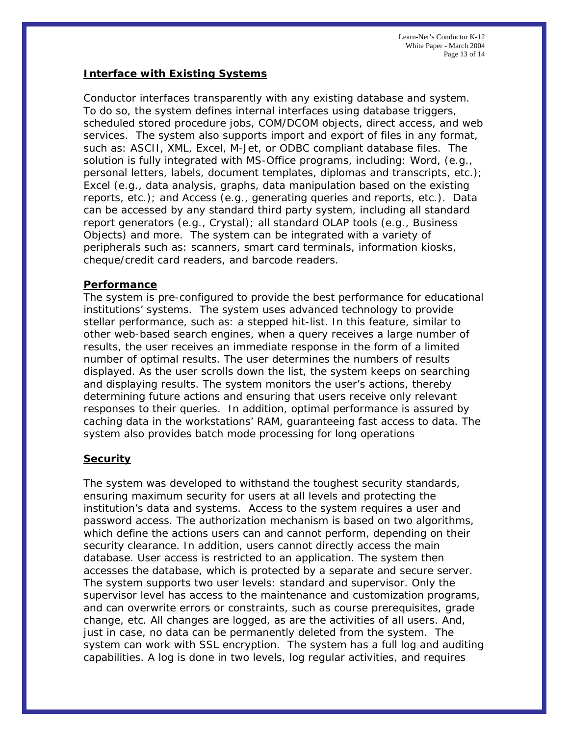## Interface with Existing Systems

Conductor interfaces transparently with any existing database and system. To do so, the system defines internal interfaces using database triggers, scheduled stored procedure jobs, COM/DCOM objects, direct access, and web services. The system also supports import and export of files in any format, such as: ASCII, XML, Excel, M-Jet, or ODBC compliant database files. The solution is fully integrated with MS-Office programs, including: Word, (e.g., personal letters, labels, document templates, diplomas and transcripts, etc.); Excel (e.g., data analysis, graphs, data manipulation based on the existing reports, etc.); and Access (e.g., generating queries and reports, etc.). Data can be accessed by any standard third party system, including all standard report generators (e.g., Crystal); all standard OLAP tools (e.g., Business Objects) and more. The system can be integrated with a variety of peripherals such as: scanners, smart card terminals, information kiosks, cheque/credit card readers, and barcode readers.

## Performance

The system is pre-configured to provide the best performance for educational institutions' systems. The system uses advanced technology to provide stellar performance, such as: a stepped hit-list. In this feature, similar to other web-based search engines, when a query receives a large number of results, the user receives an immediate response in the form of a limited number of optimal results. The user determines the numbers of results displayed. As the user scrolls down the list, the system keeps on searching and displaying results. The system monitors the user's actions, thereby determining future actions and ensuring that users receive only relevant responses to their queries. In addition, optimal performance is assured by caching data in the workstations' RAM, guaranteeing fast access to data. The system also provides batch mode processing for long operations

## Security

The system was developed to withstand the toughest security standards, ensuring maximum security for users at all levels and protecting the institution's data and systems. Access to the system requires a user and password access. The authorization mechanism is based on two algorithms, which define the actions users can and cannot perform, depending on their security clearance. In addition, users cannot directly access the main database. User access is restricted to an application. The system then accesses the database, which is protected by a separate and secure server. The system supports two user levels: standard and supervisor. Only the supervisor level has access to the maintenance and customization programs, and can overwrite errors or constraints, such as course prerequisites, grade change, etc. All changes are logged, as are the activities of all users. And, just in case, no data can be permanently deleted from the system. The system can work with SSL encryption. The system has a full log and auditing capabilities. A log is done in two levels, log regular activities, and requires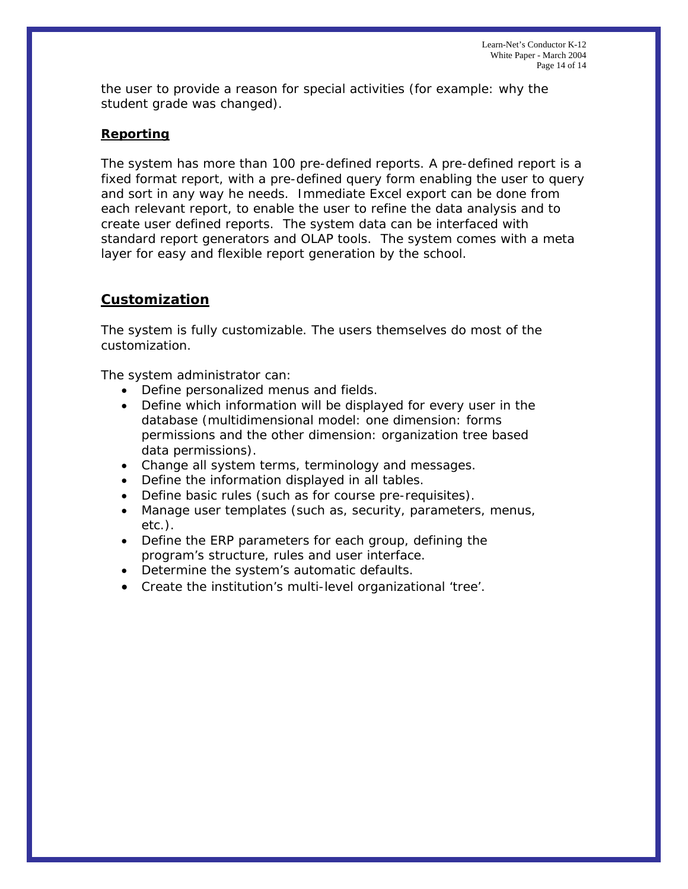the user to provide a reason for special activities (for example: why the student grade was changed).

**Reporting**

The system has more than 100 pre-defined reports. A pre-defined report is a fixed format report, with a pre-defined query form enabling the user to query and sort in any way he needs. Immediate Excel export can be done from each relevant report, to enable the user to refine the data analysis and to create user defined reports. The system data can be interfaced with standard report generators and OLAP tools. The system comes with a meta layer for easy and flexible report generation by the school.

## Customization

The system is fully customizable. The users themselves do most of the customization.

The system administrator can:

- Define personalized menus and fields.
- Define which information will be displayed for every user in the database (multidimensional model: one dimension: forms permissions and the other dimension: organization tree based data permissions).
- Change all system terms, terminology and messages.
- Define the information displayed in all tables.
- Define basic rules (such as for course pre-requisites).
- Manage user templates (such as, security, parameters, menus, etc.).
- Define the ERP parameters for each group, defining the program's structure, rules and user interface.
- Determine the system's automatic defaults.
- Create the institution's multi-level organizational 'tree'.